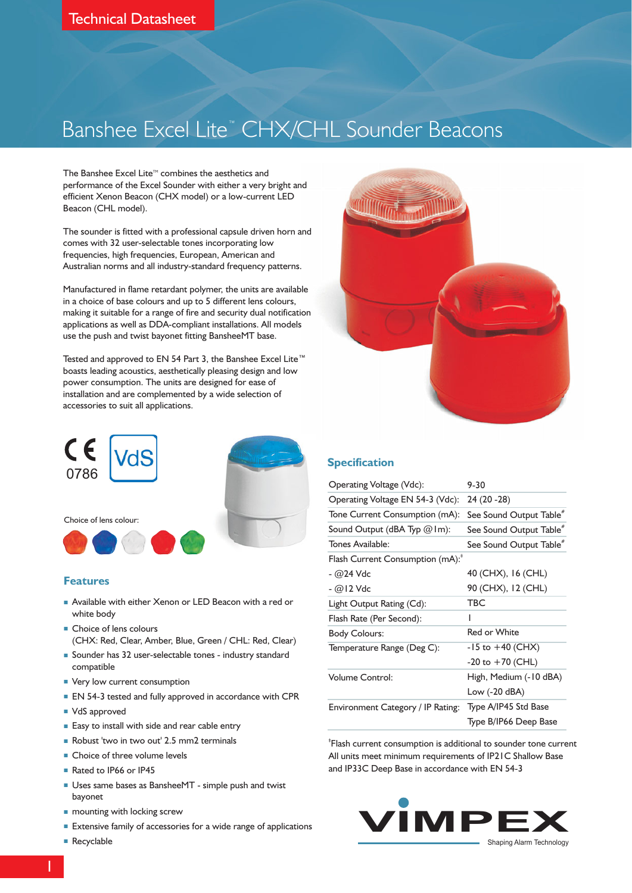Technical Datasheet

# Banshee Excel Lite™ CHX/CHL Sounder Beacons

The Banshee Excel Lite™ combines the aesthetics and performance of the Excel Sounder with either a very bright and efficient Xenon Beacon (CHX model) or a low-current LED Beacon (CHL model).

The sounder is fitted with a professional capsule driven horn and comes with 32 user-selectable tones incorporating low frequencies, high frequencies, European, American and Australian norms and all industry-standard frequency patterns.

Manufactured in flame retardant polymer, the units are available in a choice of base colours and up to 5 different lens colours, making it suitable for a range of fire and security dual notification applications as well as DDA-compliant installations. All models use the push and twist bayonet fitting BansheeMT base.

Tested and approved to EN 54 Part 3, the Banshee Excel Lite™ boasts leading acoustics, aesthetically pleasing design and low power consumption. The units are designed for ease of installation and are complemented by a wide selection of accessories to suit all applications.

CE 0786 VdS

Choice of lens colour:

## Features

- Available with either Xenon or LED Beacon with a red or white body
- Choice of lens colours (CHX: Red, Clear, Amber, Blue, Green / CHL: Red, Clear)
- Sounder has 32 user-selectable tones - industry standard compatible
- Very low current consumption
- EN 54-3 tested and fully approved in accordance with CPR
- VdS approved
- Easy to install with side and rear cable entry
- Robust 'two in two out' 2.5 mm2 terminals
- Choice of three volume levels
- Rated to IP66 or IP45
- Uses same bases as BansheeMT - simple push and twist bayonet
- mounting with locking screw
- Extensive family of accessories for a wide range of applications
- Recyclable

## Specification

| | |
|---|---|
| Operating Voltage (Vdc): | 9-30 |
| Operating Voltage EN 54-3 (Vdc): | 24 (20 -28) |
| Tone Current Consumption (mA): | See Sound Output Table# |
| Sound Output (dBA Typ @1m): | See Sound Output Table# |
| Tones Available: | See Sound Output Table# |
| Flash Current Consumption (mA):‡ | |
| - @24 Vdc | 40 (CHX), 16 (CHL) |
| - @12 Vdc | 90 (CHX), 12 (CHL) |
| Light Output Rating (Cd): | TBC |
| Flash Rate (Per Second): | 1 |
| Body Colours: | Red or White |
| Temperature Range (Deg C): | -15 to +40 (CHX) |
| | -20 to +70 (CHL) |
| Volume Control: | High, Medium (-10 dBA) |
| | Low (-20 dBA) |
| Environment Category / IP Rating: | Type A/IP45 Std Base |
| | Type B/IP66 Deep Base |

‡Flash current consumption is additional to sounder tone current
All units meet minimum requirements of IP21C Shallow Base and IP33C Deep Base in accordance with EN 54-3

VIMPEX
Shaping Alarm Technology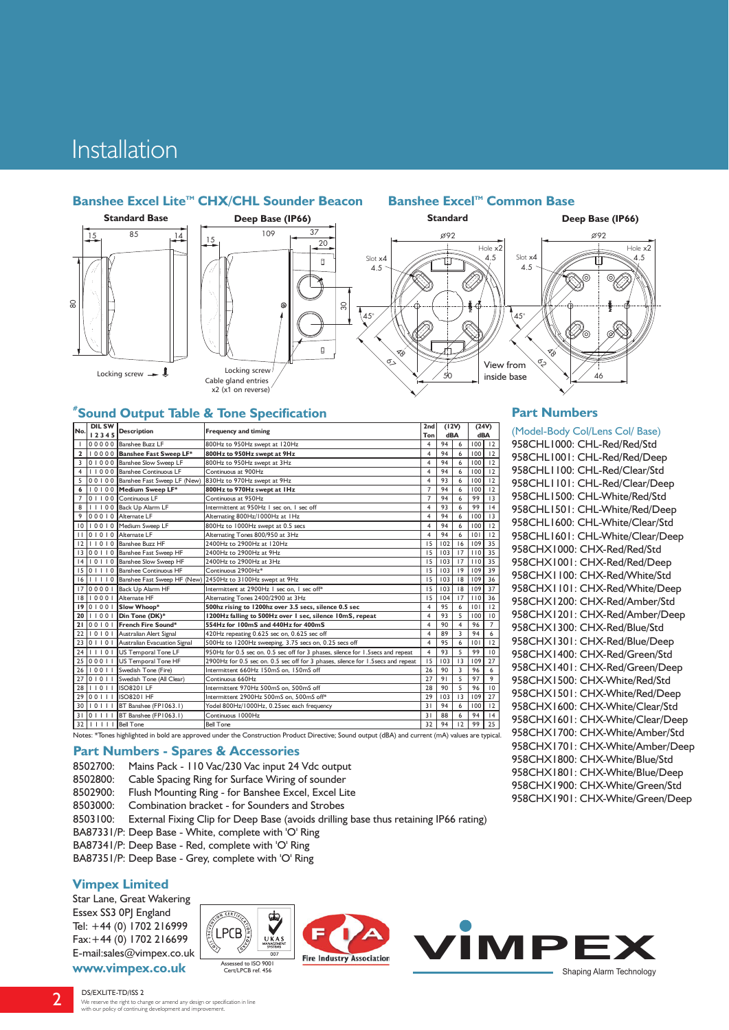# Installation

## Banshee Excel Lite™ CHX/CHL Sounder Beacon

Standard Base

15 85 14

80

Locking screw

Deep Base (IP66)

109 37

15 20

30

Locking screw

Cable gland entries x2 (x1 on reverse)

## Banshee Excel™ Common Base

Standard

ø92

Hole x2 4.5

Slot x4 4.5

45°

48

67

50

View from inside base

Deep Base (IP66)

ø92

Hole x2 4.5

Slot x4 4.5

45°

48

62

46

## #Sound Output Table & Tone Specification

| No. | DIL SW 1 2 3 4 5 | Description | Frequency and timing | 2nd Ton | (12V) dBA | | (24V) dBA | |
|---|---|---|---|---|---|---|---|---|
| 1 | 0 0 0 0 0 | Banshee Buzz LF | 800Hz to 950Hz swept at 120Hz | 4 | 94 | 6 | 100 | 12 |
| **2** | **1 0 0 0 0** | **Banshee Fast Sweep LF*** | **800Hz to 950Hz swept at 9Hz** | 4 | 94 | 6 | 100 | 12 |
| 3 | 0 1 0 0 0 | Banshee Slow Sweep LF | 800Hz to 950Hz swept at 3Hz | 4 | 94 | 6 | 100 | 12 |
| 4 | 1 1 0 0 0 | Banshee Continuous LF | Continuous at 900Hz | 4 | 94 | 6 | 100 | 12 |
| 5 | 0 0 1 0 0 | Banshee Fast Sweep LF (New) | 830Hz to 970Hz swept at 9Hz | 4 | 93 | 6 | 100 | 12 |
| **6** | **1 0 1 0 0** | **Medium Sweep LF*** | **800Hz to 970Hz swept at 1Hz** | 7 | 94 | 6 | 100 | 12 |
| 7 | 0 1 1 0 0 | Continuous LF | Continuous at 950Hz | 7 | 94 | 6 | 99 | 13 |
| 8 | 1 1 1 0 0 | Back Up Alarm LF | Intermittent at 950Hz 1 sec on, 1 sec off | 4 | 93 | 6 | 99 | 14 |
| 9 | 0 0 0 1 0 | Alternate LF | Alternating 800Hz/1000Hz at 1Hz | 4 | 94 | 6 | 100 | 13 |
| 10 | 1 0 0 1 0 | Medium Sweep LF | 800Hz to 1000Hz swept at 0.5 secs | 4 | 94 | 6 | 100 | 12 |
| 11 | 0 1 0 1 0 | Alternate LF | Alternating Tones 800/950 at 3Hz | 4 | 94 | 6 | 101 | 12 |
| 12 | 1 1 0 1 0 | Banshee Buzz HF | 2400Hz to 2900Hz at 120Hz | 15 | 102 | 16 | 109 | 35 |
| 13 | 0 0 1 1 0 | Banshee Fast Sweep HF | 2400Hz to 2900Hz at 9Hz | 15 | 103 | 17 | 110 | 35 |
| 14 | 1 0 1 1 0 | Banshee Slow Sweep HF | 2400Hz to 2900Hz at 3Hz | 15 | 103 | 17 | 110 | 35 |
| 15 | 0 1 1 1 0 | Banshee Continuous HF | Continuous 2900Hz* | 15 | 103 | 19 | 109 | 39 |
| 16 | 1 1 1 1 0 | Banshee Fast Sweep HF (New) | 2450Hz to 3100Hz swept at 9Hz | 15 | 103 | 18 | 109 | 36 |
| 17 | 0 0 0 0 1 | Back Up Alarm HF | Intermittent at 2900Hz 1 sec on, 1 sec off* | 15 | 103 | 18 | 109 | 37 |
| 18 | 1 0 0 0 1 | Alternate HF | Alternating Tones 2400/2900 at 3Hz | 15 | 104 | 17 | 110 | 36 |
| **19** | **0 1 0 0 1** | **Slow Whoop*** | **500hz rising to 1200hz over 3.5 secs, silence 0.5 sec** | 4 | 95 | 6 | 101 | 12 |
| **20** | **1 1 0 0 1** | **Din Tone (DK)*** | **1200Hz falling to 500Hz over 1 sec, silence 10mS, repeat** | 4 | 93 | 5 | 100 | 10 |
| **21** | **0 0 1 0 1** | **French Fire Sound*** | **554Hz for 100mS and 440Hz for 400mS** | 4 | 90 | 4 | 96 | 7 |
| 22 | 1 0 1 0 1 | Australian Alert Signal | 420Hz repeating 0.625 sec on, 0.625 sec off | 4 | 89 | 3 | 94 | 6 |
| 23 | 0 1 1 0 1 | Australian Evacuation Signal | 500Hz to 1200Hz sweeping, 3.75 secs on, 0.25 secs off | 4 | 95 | 6 | 101 | 12 |
| 24 | 1 1 1 0 1 | US Temporal Tone LF | 950Hz for 0.5 sec on. 0.5 sec off for 3 phases, silence for 1.5secs and repeat | 4 | 93 | 5 | 99 | 10 |
| 25 | 0 0 0 1 1 | US Temporal Tone HF | 2900Hz for 0.5 sec on. 0.5 sec off for 3 phases, silence for 1.5secs and repeat | 15 | 103 | 13 | 109 | 27 |
| 26 | 1 0 0 1 1 | Swedish Tone (Fire) | Intermittent 660Hz 150mS on, 150mS off | 26 | 90 | 3 | 96 | 6 |
| 27 | 0 1 0 1 1 | Swedish Tone (All Clear) | Continuous 660Hz | 27 | 91 | 5 | 97 | 9 |
| 28 | 1 1 0 1 1 | ISO8201 LF | Intermittent 970Hz 500mS on, 500mS off | 28 | 90 | 5 | 96 | 10 |
| 29 | 0 0 1 1 1 | ISO8201 HF | Intermittent 2900Hz 500mS on, 500mS off* | 29 | 103 | 13 | 109 | 27 |
| 30 | 1 0 1 1 1 | BT Banshee (FP1063.1) | Yodel 800Hz/1000Hz, 0.25sec each frequency | 31 | 94 | 6 | 100 | 12 |
| 31 | 0 1 1 1 1 | BT Banshee (FP1063.1) | Continuous 1000Hz | 31 | 88 | 6 | 94 | 14 |
| 32 | 1 1 1 1 1 | Bell Tone | Bell Tone | 32 | 94 | 12 | 99 | 25 |

Notes: *Tones highlighted in bold are approved under the Construction Product Directive; Sound output (dBA) and current (mA) values are typical.

## Part Numbers - Spares & Accessories

8502700: Mains Pack - 110 Vac/230 Vac input 24 Vdc output
8502800: Cable Spacing Ring for Surface Wiring of sounder
8502900: Flush Mounting Ring - for Banshee Excel, Excel Lite
8503000: Combination bracket - for Sounders and Strobes
8503100: External Fixing Clip for Deep Base (avoids drilling base thus retaining IP66 rating)
BA87331/P: Deep Base - White, complete with 'O' Ring
BA87341/P: Deep Base - Red, complete with 'O' Ring
BA87351/P: Deep Base - Grey, complete with 'O' Ring

## Part Numbers

(Model-Body Col/Lens Col/ Base)

958CHL1000: CHL-Red/Red/Std
958CHL1001: CHL-Red/Red/Deep
958CHL1100: CHL-Red/Clear/Std
958CHL1101: CHL-Red/Clear/Deep
958CHL1500: CHL-White/Red/Std
958CHL1501: CHL-White/Red/Deep
958CHL1600: CHL-White/Clear/Std
958CHL1601: CHL-White/Clear/Deep
958CHX1000: CHX-Red/Red/Std
958CHX1001: CHX-Red/Red/Deep
958CHX1100: CHX-Red/White/Std
958CHX1101: CHX-Red/White/Deep
958CHX1200: CHX-Red/Amber/Std
958CHX1201: CHX-Red/Amber/Deep
958CHX1300: CHX-Red/Blue/Std
958CHX1301: CHX-Red/Blue/Deep
958CHX1400: CHX-Red/Green/Std
958CHX1401: CHX-Red/Green/Deep
958CHX1500: CHX-White/Red/Std
958CHX1501: CHX-White/Red/Deep
958CHX1600: CHX-White/Clear/Std
958CHX1601: CHX-White/Clear/Deep
958CHX1700: CHX-White/Amber/Std
958CHX1701: CHX-White/Amber/Deep
958CHX1800: CHX-White/Blue/Std
958CHX1801: CHX-White/Blue/Deep
958CHX1900: CHX-White/Green/Std
958CHX1901: CHX-White/Green/Deep

## Vimpex Limited

Star Lane, Great Wakering
Essex SS3 0PJ England
Tel: +44 (0) 1702 216999
Fax: +44 (0) 1702 216699
E-mail:sales@vimpex.co.uk
**www.vimpex.co.uk**

LPCB UKAS Management Systems 007

Assessed to ISO 9001 Cert/LPCB ref. 456

Fire Industry Association

VIMPEX Shaping Alarm Technology

DS/EXLITE-TD/ISS 2
We reserve the right to change or amend any design or specification in line with our policy of continuing development and improvement.